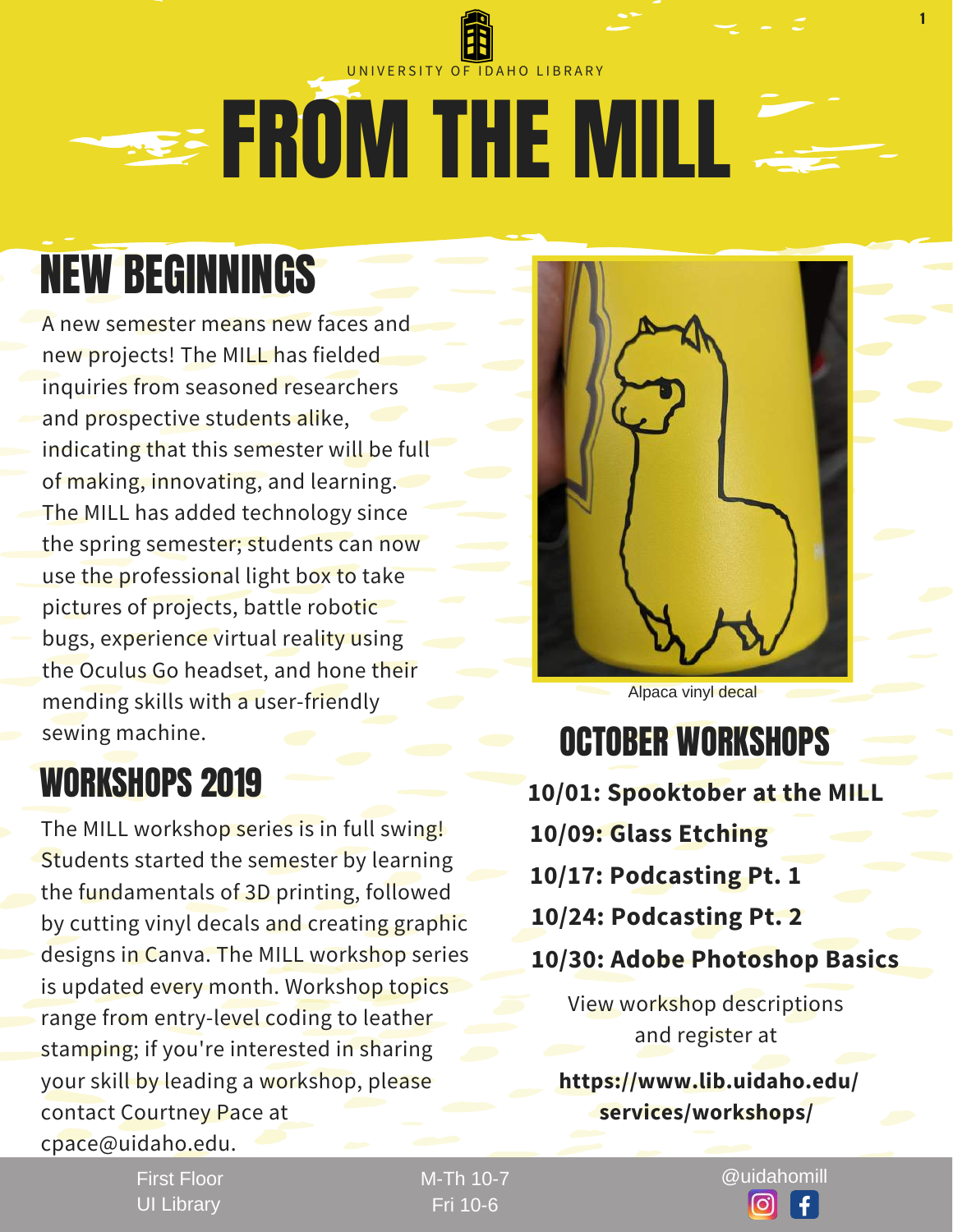UNIVERSITY OF IDAHO LIBRARY

# FROM THE MILL

## NEW BEGINNINGS

A new semester means new faces and new projects! The MILL has fielded inquiries from seasoned researchers and prospective students alike, indicating that this semester will be full of making, innovating, and learning. The MILL has added technology since the spring semester; students can now use the professional light box to take pictures of projects, battle robotic bugs, experience virtual reality using the Oculus Go headset, and hone their mending skills with a user-friendly sewing machine.

## WORKSHOPS 2019

The MILL workshop series is in full swing! Students started the semester by learning the fundamentals of 3D printing, followed by cutting vinyl decals and creating graphic designs in Canva. The MILL workshop series is updated every month. Workshop topics range from entry-level coding to leather stamping; if you're interested in sharing your skill by leading a workshop, please contact Courtney Pace at cpace@uidaho.edu.

Alpaca vinyl decal

## OCTOBER WORKSHOPS

**10/01: Spooktober at the MILL**

**10/09: Glass Etching**

**10/17: Podcasting Pt. 1**

**10/24: Podcasting Pt. 2**

**10/30: Adobe Photoshop Basics**

View workshop descriptions and register at

**https://www.lib.uidaho.edu/services/workshops/**

First Floor
UI Library

M-Th 10-7
Fri 10-6

@uidahomill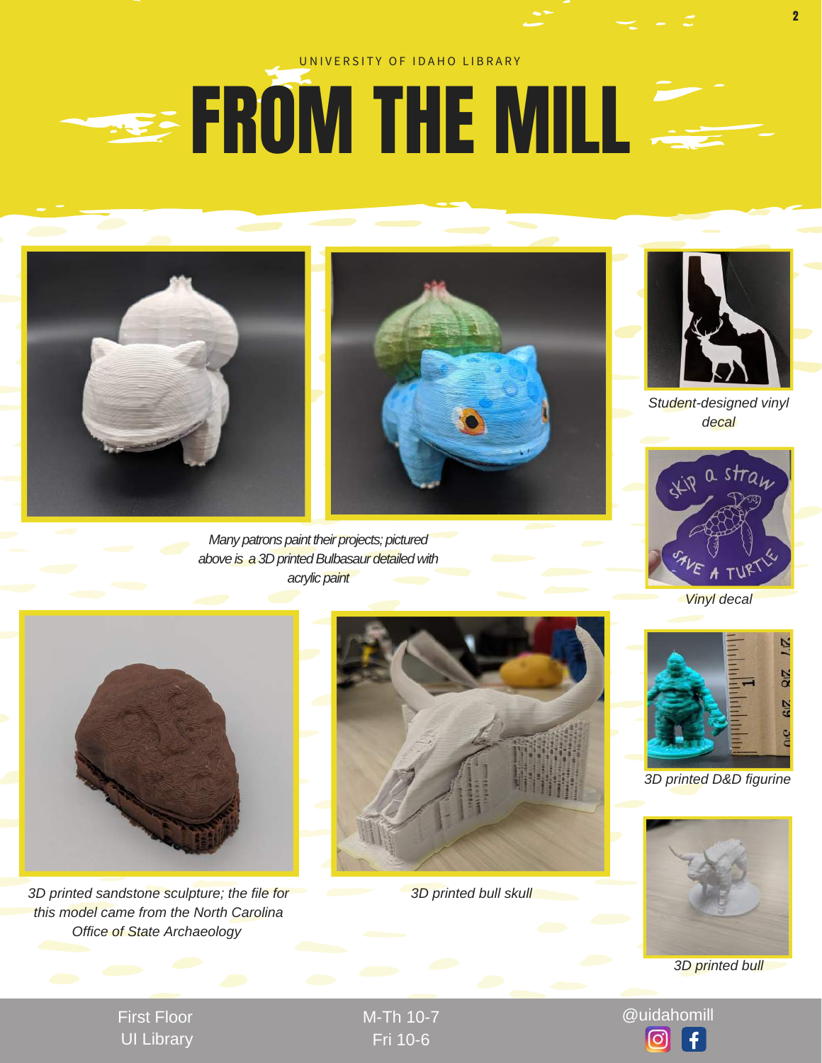UNIVERSITY OF IDAHO LIBRARY

# FROM THE MILL

*Many patrons paint their projects; pictured above is a 3D printed Bulbasaur detailed with acrylic paint*

*Student-designed vinyl decal*

*Vinyl decal*

*3D printed D&D figurine*

*3D printed sandstone sculpture; the file for this model came from the North Carolina Office of State Archaeology*

*3D printed bull skull*

*3D printed bull*

First Floor
UI Library

M-Th 10-7
Fri 10-6

@uidahomill